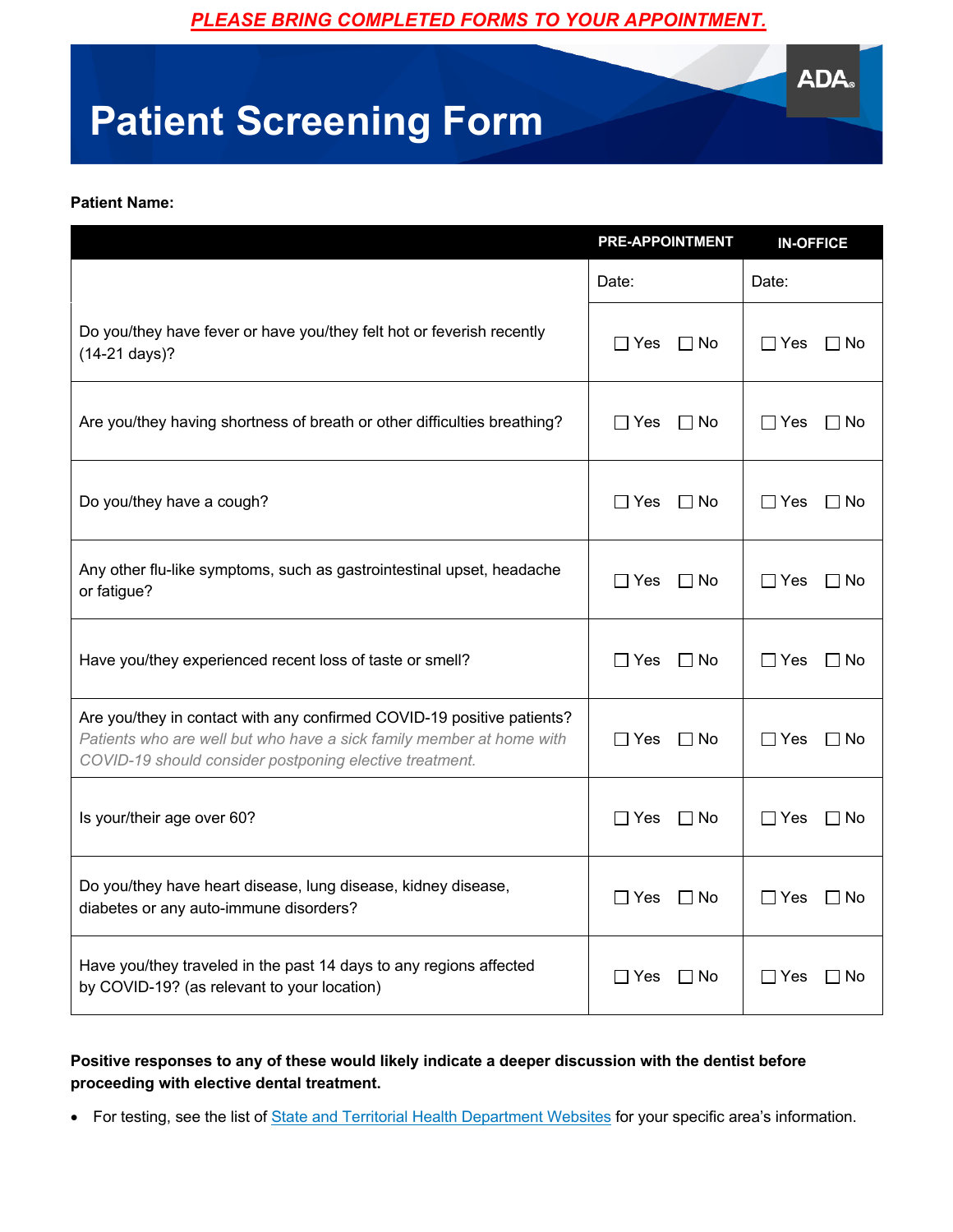**PLEASE BRING COMPLETED FORMS TO YOUR APPOINTMENT.**

ADA®

# Patient Screening Form

**Patient Name:**

| | PRE-APPOINTMENT | IN-OFFICE |
|---|---|---|
| | Date: | Date: |
| Do you/they have fever or have you/they felt hot or feverish recently (14-21 days)? | ☐ Yes ☐ No | ☐ Yes ☐ No |
| Are you/they having shortness of breath or other difficulties breathing? | ☐ Yes ☐ No | ☐ Yes ☐ No |
| Do you/they have a cough? | ☐ Yes ☐ No | ☐ Yes ☐ No |
| Any other flu-like symptoms, such as gastrointestinal upset, headache or fatigue? | ☐ Yes ☐ No | ☐ Yes ☐ No |
| Have you/they experienced recent loss of taste or smell? | ☐ Yes ☐ No | ☐ Yes ☐ No |
| Are you/they in contact with any confirmed COVID-19 positive patients? *Patients who are well but who have a sick family member at home with COVID-19 should consider postponing elective treatment.* | ☐ Yes ☐ No | ☐ Yes ☐ No |
| Is your/their age over 60? | ☐ Yes ☐ No | ☐ Yes ☐ No |
| Do you/they have heart disease, lung disease, kidney disease, diabetes or any auto-immune disorders? | ☐ Yes ☐ No | ☐ Yes ☐ No |
| Have you/they traveled in the past 14 days to any regions affected by COVID-19? (as relevant to your location) | ☐ Yes ☐ No | ☐ Yes ☐ No |

**Positive responses to any of these would likely indicate a deeper discussion with the dentist before proceeding with elective dental treatment.**

- For testing, see the list of State and Territorial Health Department Websites for your specific area's information.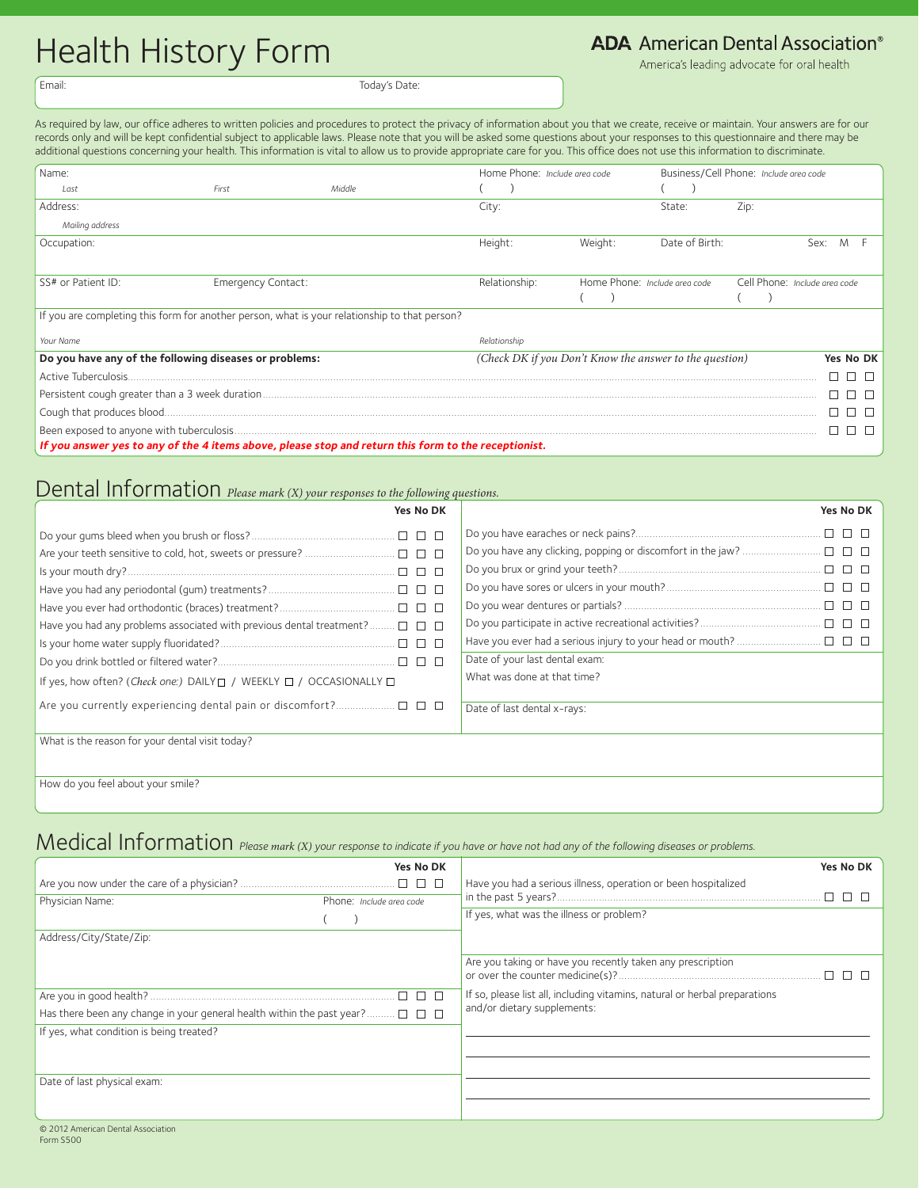# Health History Form

**ADA American Dental Association®**
America's leading advocate for oral health

Email: Today's Date:

As required by law, our office adheres to written policies and procedures to protect the privacy of information about you that we create, receive or maintain. Your answers are for our records only and will be kept confidential subject to applicable laws. Please note that you will be asked some questions about your responses to this questionnaire and there may be additional questions concerning your health. This information is vital to allow us to provide appropriate care for you. This office does not use this information to discriminate.

| | | | |
|---|---|---|---|
| Name: *Last* *First* *Middle* | Home Phone: *Include area code* ( ) | Business/Cell Phone: *Include area code* ( ) | |
| Address: *Mailing address* | City: | State: | Zip: |
| Occupation: | Height: Weight: | Date of Birth: | Sex: M F |
| SS# or Patient ID: Emergency Contact: | Relationship: | Home Phone: *Include area code* ( ) | Cell Phone: *Include area code* ( ) |

If you are completing this form for another person, what is your relationship to that person?

*Your Name* *Relationship*

**Do you have any of the following diseases or problems:** *(Check DK if you Don't Know the answer to the question)*

| | Yes | No | DK |
|---|---|---|---|
| Active Tuberculosis | ☐ | ☐ | ☐ |
| Persistent cough greater than a 3 week duration | ☐ | ☐ | ☐ |
| Cough that produces blood | ☐ | ☐ | ☐ |
| Been exposed to anyone with tuberculosis | ☐ | ☐ | ☐ |

***If you answer yes to any of the 4 items above, please stop and return this form to the receptionist.***

## Dental Information *Please mark (X) your responses to the following questions.*

| | Yes | No | DK |
|---|---|---|---|
| Do your gums bleed when you brush or floss? | ☐ | ☐ | ☐ |
| Are your teeth sensitive to cold, hot, sweets or pressure? | ☐ | ☐ | ☐ |
| Is your mouth dry? | ☐ | ☐ | ☐ |
| Have you had any periodontal (gum) treatments? | ☐ | ☐ | ☐ |
| Have you ever had orthodontic (braces) treatment? | ☐ | ☐ | ☐ |
| Have you had any problems associated with previous dental treatment? | ☐ | ☐ | ☐ |
| Is your home water supply fluoridated? | ☐ | ☐ | ☐ |
| Do you drink bottled or filtered water? | ☐ | ☐ | ☐ |
| If yes, how often? (*Check one:*) DAILY ☐ / WEEKLY ☐ / OCCASIONALLY ☐ | | | |
| Are you currently experiencing dental pain or discomfort? | ☐ | ☐ | ☐ |

| | Yes | No | DK |
|---|---|---|---|
| Do you have earaches or neck pains? | ☐ | ☐ | ☐ |
| Do you have any clicking, popping or discomfort in the jaw? | ☐ | ☐ | ☐ |
| Do you brux or grind your teeth? | ☐ | ☐ | ☐ |
| Do you have sores or ulcers in your mouth? | ☐ | ☐ | ☐ |
| Do you wear dentures or partials? | ☐ | ☐ | ☐ |
| Do you participate in active recreational activities? | ☐ | ☐ | ☐ |
| Have you ever had a serious injury to your head or mouth? | ☐ | ☐ | ☐ |

Date of your last dental exam:

What was done at that time?

Date of last dental x-rays:

What is the reason for your dental visit today?

How do you feel about your smile?

## Medical Information *Please mark (X) your response to indicate if you have or have not had any of the following diseases or problems.*

| | Yes | No | DK |
|---|---|---|---|
| Are you now under the care of a physician? | ☐ | ☐ | ☐ |

Physician Name: Phone: *Include area code* ( )

Address/City/State/Zip:

| | Yes | No | DK |
|---|---|---|---|
| Are you in good health? | ☐ | ☐ | ☐ |
| Has there been any change in your general health within the past year? | ☐ | ☐ | ☐ |

If yes, what condition is being treated?

Date of last physical exam:

| | Yes | No | DK |
|---|---|---|---|
| Have you had a serious illness, operation or been hospitalized in the past 5 years? | ☐ | ☐ | ☐ |

If yes, what was the illness or problem?

| | Yes | No | DK |
|---|---|---|---|
| Are you taking or have you recently taken any prescription or over the counter medicine(s)? | ☐ | ☐ | ☐ |

If so, please list all, including vitamins, natural or herbal preparations and/or dietary supplements:

© 2012 American Dental Association
Form S500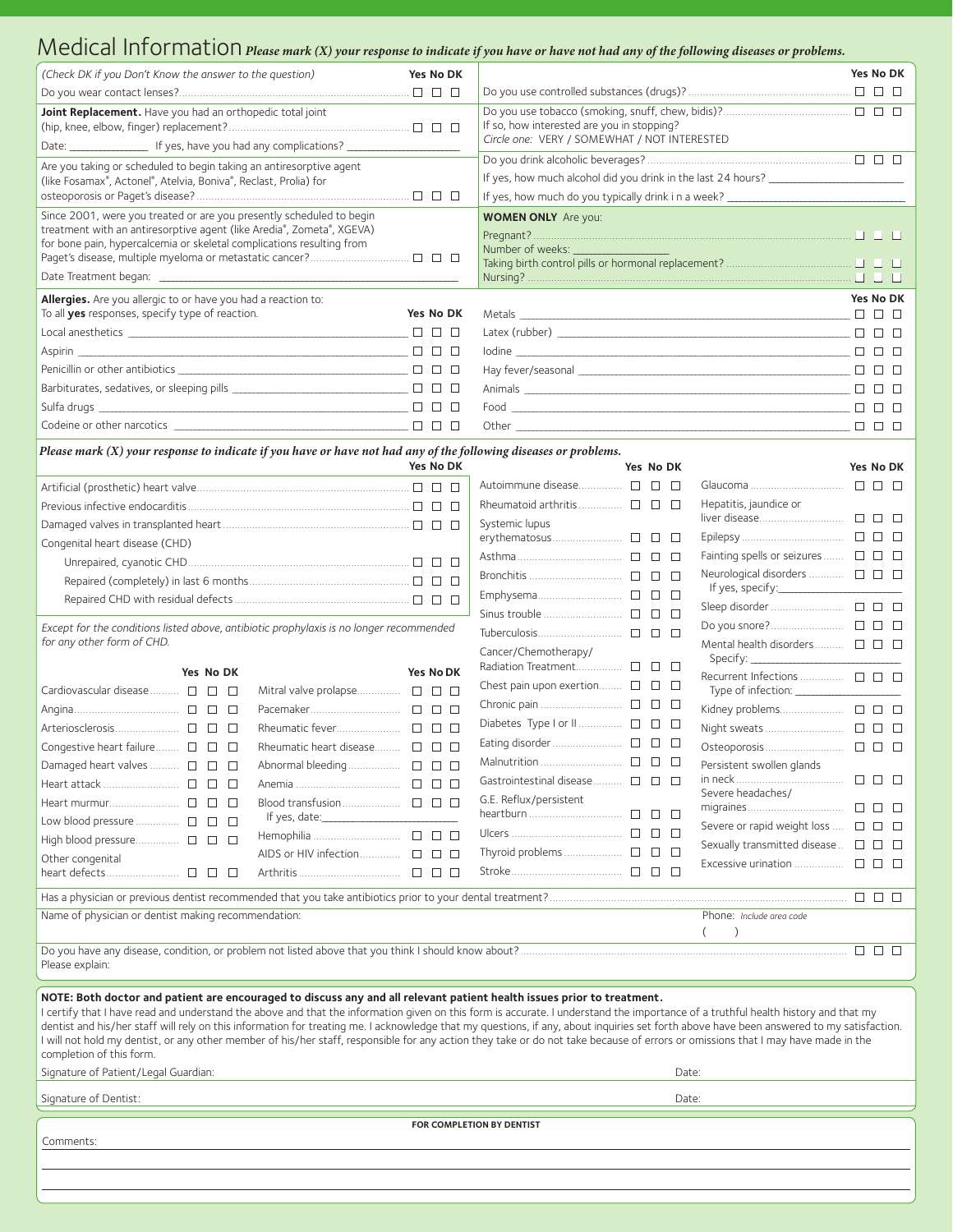# Medical Information

***Please mark (X) your response to indicate if you have or have not had any of the following diseases or problems.***

| *(Check DK if you Don't Know the answer to the question)* | Yes | No | DK |
|---|---|---|---|
| Do you wear contact lenses? | ☐ | ☐ | ☐ |
| **Joint Replacement.** Have you had an orthopedic total joint (hip, knee, elbow, finger) replacement? | ☐ | ☐ | ☐ |
| Date: ______________ If yes, have you had any complications? ____________________ | | | |
| Are you taking or scheduled to begin taking an antiresorptive agent (like Fosamax®, Actonel®, Atelvia, Boniva®, Reclast, Prolia) for osteoporosis or Paget's disease? | ☐ | ☐ | ☐ |
| Since 2001, were you treated or are you presently scheduled to begin treatment with an antiresorptive agent (like Aredia®, Zometa®, XGEVA) for bone pain, hypercalcemia or skeletal complications resulting from Paget's disease, multiple myeloma or metastatic cancer? | ☐ | ☐ | ☐ |
| Date Treatment began: ____________________ | | | |

| | Yes | No | DK |
|---|---|---|---|
| Do you use controlled substances (drugs)? | ☐ | ☐ | ☐ |
| Do you use tobacco (smoking, snuff, chew, bidis)? | ☐ | ☐ | ☐ |
| If so, how interested are you in stopping? *Circle one:* VERY / SOMEWHAT / NOT INTERESTED | | | |
| Do you drink alcoholic beverages? | ☐ | ☐ | ☐ |
| If yes, how much alcohol did you drink in the last 24 hours? ____________ | | | |
| If yes, how much do you typically drink i n a week? ____________ | | | |
| **WOMEN ONLY** Are you: | | | |
| Pregnant? | ☐ | ☐ | ☐ |
| Number of weeks: ____________ | | | |
| Taking birth control pills or hormonal replacement? | ☐ | ☐ | ☐ |
| Nursing? | ☐ | ☐ | ☐ |

**Allergies.** Are you allergic to or have you had a reaction to:
To all **yes** responses, specify type of reaction.

| | Yes | No | DK |
|---|---|---|---|
| Local anesthetics ____________ | ☐ | ☐ | ☐ |
| Aspirin ____________ | ☐ | ☐ | ☐ |
| Penicillin or other antibiotics ____________ | ☐ | ☐ | ☐ |
| Barbiturates, sedatives, or sleeping pills ____________ | ☐ | ☐ | ☐ |
| Sulfa drugs ____________ | ☐ | ☐ | ☐ |
| Codeine or other narcotics ____________ | ☐ | ☐ | ☐ |
| Metals ____________ | ☐ | ☐ | ☐ |
| Latex (rubber) ____________ | ☐ | ☐ | ☐ |
| Iodine ____________ | ☐ | ☐ | ☐ |
| Hay fever/seasonal ____________ | ☐ | ☐ | ☐ |
| Animals ____________ | ☐ | ☐ | ☐ |
| Food ____________ | ☐ | ☐ | ☐ |
| Other ____________ | ☐ | ☐ | ☐ |

***Please mark (X) your response to indicate if you have or have not had any of the following diseases or problems.***

| | Yes | No | DK |
|---|---|---|---|
| Artificial (prosthetic) heart valve | ☐ | ☐ | ☐ |
| Previous infective endocarditis | ☐ | ☐ | ☐ |
| Damaged valves in transplanted heart | ☐ | ☐ | ☐ |
| Congenital heart disease (CHD) | | | |
| Unrepaired, cyanotic CHD | ☐ | ☐ | ☐ |
| Repaired (completely) in last 6 months | ☐ | ☐ | ☐ |
| Repaired CHD with residual defects | ☐ | ☐ | ☐ |

*Except for the conditions listed above, antibiotic prophylaxis is no longer recommended for any other form of CHD.*

| | Yes | No | DK |
|---|---|---|---|
| Cardiovascular disease | ☐ | ☐ | ☐ |
| Angina | ☐ | ☐ | ☐ |
| Arteriosclerosis | ☐ | ☐ | ☐ |
| Congestive heart failure | ☐ | ☐ | ☐ |
| Damaged heart valves | ☐ | ☐ | ☐ |
| Heart attack | ☐ | ☐ | ☐ |
| Heart murmur | ☐ | ☐ | ☐ |
| Low blood pressure | ☐ | ☐ | ☐ |
| High blood pressure | ☐ | ☐ | ☐ |
| Other congenital heart defects | ☐ | ☐ | ☐ |
| Mitral valve prolapse | ☐ | ☐ | ☐ |
| Pacemaker | ☐ | ☐ | ☐ |
| Rheumatic fever | ☐ | ☐ | ☐ |
| Rheumatic heart disease | ☐ | ☐ | ☐ |
| Abnormal bleeding | ☐ | ☐ | ☐ |
| Anemia | ☐ | ☐ | ☐ |
| Blood transfusion | ☐ | ☐ | ☐ |
| If yes, date: ____________ | | | |
| Hemophilia | ☐ | ☐ | ☐ |
| AIDS or HIV infection | ☐ | ☐ | ☐ |
| Arthritis | ☐ | ☐ | ☐ |
| Autoimmune disease | ☐ | ☐ | ☐ |
| Rheumatoid arthritis | ☐ | ☐ | ☐ |
| Systemic lupus erythematosus | ☐ | ☐ | ☐ |
| Asthma | ☐ | ☐ | ☐ |
| Bronchitis | ☐ | ☐ | ☐ |
| Emphysema | ☐ | ☐ | ☐ |
| Sinus trouble | ☐ | ☐ | ☐ |
| Tuberculosis | ☐ | ☐ | ☐ |
| Cancer/Chemotherapy/ Radiation Treatment | ☐ | ☐ | ☐ |
| Chest pain upon exertion | ☐ | ☐ | ☐ |
| Chronic pain | ☐ | ☐ | ☐ |
| Diabetes Type I or II | ☐ | ☐ | ☐ |
| Eating disorder | ☐ | ☐ | ☐ |
| Malnutrition | ☐ | ☐ | ☐ |
| Gastrointestinal disease | ☐ | ☐ | ☐ |
| G.E. Reflux/persistent heartburn | ☐ | ☐ | ☐ |
| Ulcers | ☐ | ☐ | ☐ |
| Thyroid problems | ☐ | ☐ | ☐ |
| Stroke | ☐ | ☐ | ☐ |
| Glaucoma | ☐ | ☐ | ☐ |
| Hepatitis, jaundice or liver disease | ☐ | ☐ | ☐ |
| Epilepsy | ☐ | ☐ | ☐ |
| Fainting spells or seizures | ☐ | ☐ | ☐ |
| Neurological disorders | ☐ | ☐ | ☐ |
| If yes, specify: ____________ | | | |
| Sleep disorder | ☐ | ☐ | ☐ |
| Do you snore? | ☐ | ☐ | ☐ |
| Mental health disorders | ☐ | ☐ | ☐ |
| Specify: ____________ | | | |
| Recurrent Infections | ☐ | ☐ | ☐ |
| Type of infection: ____________ | | | |
| Kidney problems | ☐ | ☐ | ☐ |
| Night sweats | ☐ | ☐ | ☐ |
| Osteoporosis | ☐ | ☐ | ☐ |
| Persistent swollen glands in neck | ☐ | ☐ | ☐ |
| Severe headaches/ migraines | ☐ | ☐ | ☐ |
| Severe or rapid weight loss | ☐ | ☐ | ☐ |
| Sexually transmitted disease | ☐ | ☐ | ☐ |
| Excessive urination | ☐ | ☐ | ☐ |

Has a physician or previous dentist recommended that you take antibiotics prior to your dental treatment? ☐ ☐ ☐

Name of physician or dentist making recommendation: ____________ Phone: *Include area code* (   )

Do you have any disease, condition, or problem not listed above that you think I should know about? ☐ ☐ ☐

Please explain:

**NOTE: Both doctor and patient are encouraged to discuss any and all relevant patient health issues prior to treatment.**

I certify that I have read and understand the above and that the information given on this form is accurate. I understand the importance of a truthful health history and that my dentist and his/her staff will rely on this information for treating me. I acknowledge that my questions, if any, about inquiries set forth above have been answered to my satisfaction. I will not hold my dentist, or any other member of his/her staff, responsible for any action they take or do not take because of errors or omissions that I may have made in the completion of this form.

Signature of Patient/Legal Guardian: ____________ Date: ____________

Signature of Dentist: ____________ Date: ____________

**FOR COMPLETION BY DENTIST**

Comments: ____________